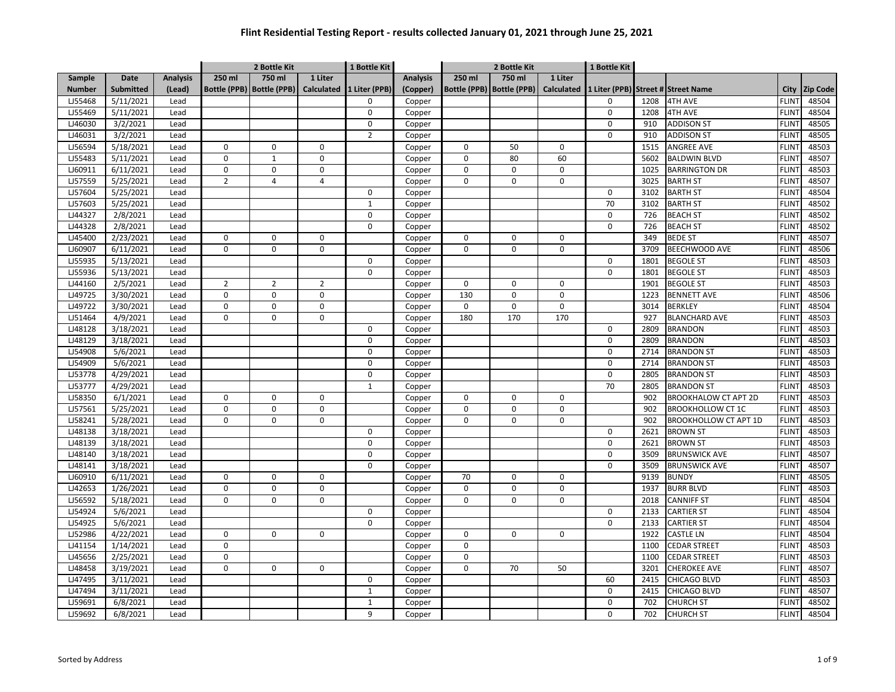# Flint Residential Testing Report - results collected January 01, 2021 through June 25, 2021

| | | | 2 Bottle Kit | | | 1 Bottle Kit | | 2 Bottle Kit | | | 1 Bottle Kit | | | | |
|---|---|---|---|---|---|---|---|---|---|---|---|---|---|---|---|
| Sample Number | Date Submitted | Analysis (Lead) | 250 ml Bottle (PPB) | 750 ml Bottle (PPB) | 1 Liter Calculated | 1 Liter (PPB) | Analysis (Copper) | 250 ml Bottle (PPB) | 750 ml Bottle (PPB) | 1 Liter Calculated | 1 Liter (PPB) | Street # | Street Name | City | Zip Code |
| LJ55468 | 5/11/2021 | Lead | | | | 0 | Copper | | | | 0 | 1208 | 4TH AVE | FLINT | 48504 |
| LJ55469 | 5/11/2021 | Lead | | | | 0 | Copper | | | | 0 | 1208 | 4TH AVE | FLINT | 48504 |
| LJ46030 | 3/2/2021 | Lead | | | | 0 | Copper | | | | 0 | 910 | ADDISON ST | FLINT | 48505 |
| LJ46031 | 3/2/2021 | Lead | | | | 2 | Copper | | | | 0 | 910 | ADDISON ST | FLINT | 48505 |
| LJ56594 | 5/18/2021 | Lead | 0 | 0 | 0 | | Copper | 0 | 50 | 0 | | 1515 | ANGREE AVE | FLINT | 48503 |
| LJ55483 | 5/11/2021 | Lead | 0 | 1 | 0 | | Copper | 0 | 80 | 60 | | 5602 | BALDWIN BLVD | FLINT | 48507 |
| LJ60911 | 6/11/2021 | Lead | 0 | 0 | 0 | | Copper | 0 | 0 | 0 | | 1025 | BARRINGTON DR | FLINT | 48503 |
| LJ57559 | 5/25/2021 | Lead | 2 | 4 | 4 | | Copper | 0 | 0 | 0 | | 3025 | BARTH ST | FLINT | 48507 |
| LJ57604 | 5/25/2021 | Lead | | | | 0 | Copper | | | | 0 | 3102 | BARTH ST | FLINT | 48504 |
| LJ57603 | 5/25/2021 | Lead | | | | 1 | Copper | | | | 70 | 3102 | BARTH ST | FLINT | 48502 |
| LJ44327 | 2/8/2021 | Lead | | | | 0 | Copper | | | | 0 | 726 | BEACH ST | FLINT | 48502 |
| LJ44328 | 2/8/2021 | Lead | | | | 0 | Copper | | | | 0 | 726 | BEACH ST | FLINT | 48502 |
| LJ45400 | 2/23/2021 | Lead | 0 | 0 | 0 | | Copper | 0 | 0 | 0 | | 349 | BEDE ST | FLINT | 48507 |
| LJ60907 | 6/11/2021 | Lead | 0 | 0 | 0 | | Copper | 0 | 0 | 0 | | 3709 | BEECHWOOD AVE | FLINT | 48506 |
| LJ55935 | 5/13/2021 | Lead | | | | 0 | Copper | | | | 0 | 1801 | BEGOLE ST | FLINT | 48503 |
| LJ55936 | 5/13/2021 | Lead | | | | 0 | Copper | | | | 0 | 1801 | BEGOLE ST | FLINT | 48503 |
| LJ44160 | 2/5/2021 | Lead | 2 | 2 | 2 | | Copper | 0 | 0 | 0 | | 1901 | BEGOLE ST | FLINT | 48503 |
| LJ49725 | 3/30/2021 | Lead | 0 | 0 | 0 | | Copper | 130 | 0 | 0 | | 1223 | BENNETT AVE | FLINT | 48506 |
| LJ49722 | 3/30/2021 | Lead | 0 | 0 | 0 | | Copper | 0 | 0 | 0 | | 3014 | BERKLEY | FLINT | 48504 |
| LJ51464 | 4/9/2021 | Lead | 0 | 0 | 0 | | Copper | 180 | 170 | 170 | | 927 | BLANCHARD AVE | FLINT | 48503 |
| LJ48128 | 3/18/2021 | Lead | | | | 0 | Copper | | | | 0 | 2809 | BRANDON | FLINT | 48503 |
| LJ48129 | 3/18/2021 | Lead | | | | 0 | Copper | | | | 0 | 2809 | BRANDON | FLINT | 48503 |
| LJ54908 | 5/6/2021 | Lead | | | | 0 | Copper | | | | 0 | 2714 | BRANDON ST | FLINT | 48503 |
| LJ54909 | 5/6/2021 | Lead | | | | 0 | Copper | | | | 0 | 2714 | BRANDON ST | FLINT | 48503 |
| LJ53778 | 4/29/2021 | Lead | | | | 0 | Copper | | | | 0 | 2805 | BRANDON ST | FLINT | 48503 |
| LJ53777 | 4/29/2021 | Lead | | | | 1 | Copper | | | | 70 | 2805 | BRANDON ST | FLINT | 48503 |
| LJ58350 | 6/1/2021 | Lead | 0 | 0 | 0 | | Copper | 0 | 0 | 0 | | 902 | BROOKHALOW CT APT 2D | FLINT | 48503 |
| LJ57561 | 5/25/2021 | Lead | 0 | 0 | 0 | | Copper | 0 | 0 | 0 | | 902 | BROOKHOLLOW CT 1C | FLINT | 48503 |
| LJ58241 | 5/28/2021 | Lead | 0 | 0 | 0 | | Copper | 0 | 0 | 0 | | 902 | BROOKHOLLOW CT APT 1D | FLINT | 48503 |
| LJ48138 | 3/18/2021 | Lead | | | | 0 | Copper | | | | 0 | 2621 | BROWN ST | FLINT | 48503 |
| LJ48139 | 3/18/2021 | Lead | | | | 0 | Copper | | | | 0 | 2621 | BROWN ST | FLINT | 48503 |
| LJ48140 | 3/18/2021 | Lead | | | | 0 | Copper | | | | 0 | 3509 | BRUNSWICK AVE | FLINT | 48507 |
| LJ48141 | 3/18/2021 | Lead | | | | 0 | Copper | | | | 0 | 3509 | BRUNSWICK AVE | FLINT | 48507 |
| LJ60910 | 6/11/2021 | Lead | 0 | 0 | 0 | | Copper | 70 | 0 | 0 | | 9139 | BUNDY | FLINT | 48505 |
| LJ42653 | 1/26/2021 | Lead | 0 | 0 | 0 | | Copper | 0 | 0 | 0 | | 1937 | BURR BLVD | FLINT | 48503 |
| LJ56592 | 5/18/2021 | Lead | 0 | 0 | 0 | | Copper | 0 | 0 | 0 | | 2018 | CANNIFF ST | FLINT | 48504 |
| LJ54924 | 5/6/2021 | Lead | | | | 0 | Copper | | | | 0 | 2133 | CARTIER ST | FLINT | 48504 |
| LJ54925 | 5/6/2021 | Lead | | | | 0 | Copper | | | | 0 | 2133 | CARTIER ST | FLINT | 48504 |
| LJ52986 | 4/22/2021 | Lead | 0 | 0 | 0 | | Copper | 0 | 0 | 0 | | 1922 | CASTLE LN | FLINT | 48504 |
| LJ41154 | 1/14/2021 | Lead | 0 | | | | Copper | 0 | | | | 1100 | CEDAR STREET | FLINT | 48503 |
| LJ45656 | 2/25/2021 | Lead | 0 | | | | Copper | 0 | | | | 1100 | CEDAR STREET | FLINT | 48503 |
| LJ48458 | 3/19/2021 | Lead | 0 | 0 | 0 | | Copper | 0 | 70 | 50 | | 3201 | CHEROKEE AVE | FLINT | 48507 |
| LJ47495 | 3/11/2021 | Lead | | | | 0 | Copper | | | | 60 | 2415 | CHICAGO BLVD | FLINT | 48503 |
| LJ47494 | 3/11/2021 | Lead | | | | 1 | Copper | | | | 0 | 2415 | CHICAGO BLVD | FLINT | 48507 |
| LJ59691 | 6/8/2021 | Lead | | | | 1 | Copper | | | | 0 | 702 | CHURCH ST | FLINT | 48502 |
| LJ59692 | 6/8/2021 | Lead | | | | 9 | Copper | | | | 0 | 702 | CHURCH ST | FLINT | 48504 |

Sorted by Address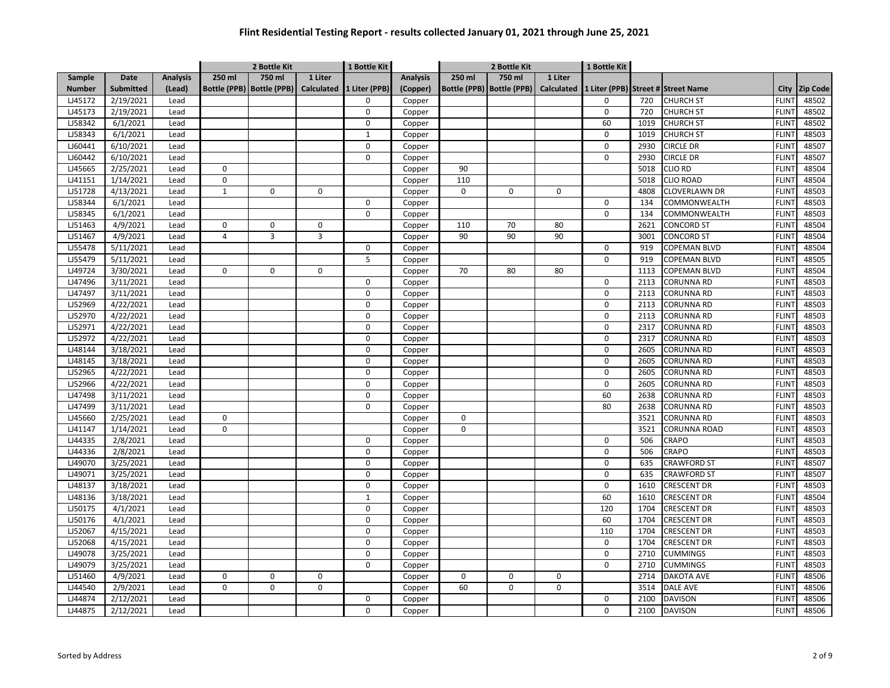# Flint Residential Testing Report - results collected January 01, 2021 through June 25, 2021

| | | | 2 Bottle Kit | | | 1 Bottle Kit | | 2 Bottle Kit | | | 1 Bottle Kit | | | | |
|---|---|---|---|---|---|---|---|---|---|---|---|---|---|---|---|
| Sample Number | Date Submitted | Analysis (Lead) | 250 ml Bottle (PPB) | 750 ml Bottle (PPB) | 1 Liter Calculated | 1 Liter (PPB) | Analysis (Copper) | 250 ml Bottle (PPB) | 750 ml Bottle (PPB) | 1 Liter Calculated | 1 Liter (PPB) | Street # | Street Name | City | Zip Code |
| LJ45172 | 2/19/2021 | Lead | | | | 0 | Copper | | | | 0 | 720 | CHURCH ST | FLINT | 48502 |
| LJ45173 | 2/19/2021 | Lead | | | | 0 | Copper | | | | 0 | 720 | CHURCH ST | FLINT | 48502 |
| LJ58342 | 6/1/2021 | Lead | | | | 0 | Copper | | | | 60 | 1019 | CHURCH ST | FLINT | 48502 |
| LJ58343 | 6/1/2021 | Lead | | | | 1 | Copper | | | | 0 | 1019 | CHURCH ST | FLINT | 48503 |
| LJ60441 | 6/10/2021 | Lead | | | | 0 | Copper | | | | 0 | 2930 | CIRCLE DR | FLINT | 48507 |
| LJ60442 | 6/10/2021 | Lead | | | | 0 | Copper | | | | 0 | 2930 | CIRCLE DR | FLINT | 48507 |
| LJ45665 | 2/25/2021 | Lead | 0 | | | | Copper | 90 | | | | 5018 | CLIO RD | FLINT | 48504 |
| LJ41151 | 1/14/2021 | Lead | 0 | | | | Copper | 110 | | | | 5018 | CLIO ROAD | FLINT | 48504 |
| LJ51728 | 4/13/2021 | Lead | 1 | 0 | 0 | | Copper | 0 | 0 | 0 | | 4808 | CLOVERLAWN DR | FLINT | 48503 |
| LJ58344 | 6/1/2021 | Lead | | | | 0 | Copper | | | | 0 | 134 | COMMONWEALTH | FLINT | 48503 |
| LJ58345 | 6/1/2021 | Lead | | | | 0 | Copper | | | | 0 | 134 | COMMONWEALTH | FLINT | 48503 |
| LJ51463 | 4/9/2021 | Lead | 0 | 0 | 0 | | Copper | 110 | 70 | 80 | | 2621 | CONCORD ST | FLINT | 48504 |
| LJ51467 | 4/9/2021 | Lead | 4 | 3 | 3 | | Copper | 90 | 90 | 90 | | 3001 | CONCORD ST | FLINT | 48504 |
| LJ55478 | 5/11/2021 | Lead | | | | 0 | Copper | | | | 0 | 919 | COPEMAN BLVD | FLINT | 48504 |
| LJ55479 | 5/11/2021 | Lead | | | | 5 | Copper | | | | 0 | 919 | COPEMAN BLVD | FLINT | 48505 |
| LJ49724 | 3/30/2021 | Lead | 0 | 0 | 0 | | Copper | 70 | 80 | 80 | | 1113 | COPEMAN BLVD | FLINT | 48504 |
| LJ47496 | 3/11/2021 | Lead | | | | 0 | Copper | | | | 0 | 2113 | CORUNNA RD | FLINT | 48503 |
| LJ47497 | 3/11/2021 | Lead | | | | 0 | Copper | | | | 0 | 2113 | CORUNNA RD | FLINT | 48503 |
| LJ52969 | 4/22/2021 | Lead | | | | 0 | Copper | | | | 0 | 2113 | CORUNNA RD | FLINT | 48503 |
| LJ52970 | 4/22/2021 | Lead | | | | 0 | Copper | | | | 0 | 2113 | CORUNNA RD | FLINT | 48503 |
| LJ52971 | 4/22/2021 | Lead | | | | 0 | Copper | | | | 0 | 2317 | CORUNNA RD | FLINT | 48503 |
| LJ52972 | 4/22/2021 | Lead | | | | 0 | Copper | | | | 0 | 2317 | CORUNNA RD | FLINT | 48503 |
| LJ48144 | 3/18/2021 | Lead | | | | 0 | Copper | | | | 0 | 2605 | CORUNNA RD | FLINT | 48503 |
| LJ48145 | 3/18/2021 | Lead | | | | 0 | Copper | | | | 0 | 2605 | CORUNNA RD | FLINT | 48503 |
| LJ52965 | 4/22/2021 | Lead | | | | 0 | Copper | | | | 0 | 2605 | CORUNNA RD | FLINT | 48503 |
| LJ52966 | 4/22/2021 | Lead | | | | 0 | Copper | | | | 0 | 2605 | CORUNNA RD | FLINT | 48503 |
| LJ47498 | 3/11/2021 | Lead | | | | 0 | Copper | | | | 60 | 2638 | CORUNNA RD | FLINT | 48503 |
| LJ47499 | 3/11/2021 | Lead | | | | 0 | Copper | | | | 80 | 2638 | CORUNNA RD | FLINT | 48503 |
| LJ45660 | 2/25/2021 | Lead | 0 | | | | Copper | 0 | | | | 3521 | CORUNNA RD | FLINT | 48503 |
| LJ41147 | 1/14/2021 | Lead | 0 | | | | Copper | 0 | | | | 3521 | CORUNNA ROAD | FLINT | 48503 |
| LJ44335 | 2/8/2021 | Lead | | | | 0 | Copper | | | | 0 | 506 | CRAPO | FLINT | 48503 |
| LJ44336 | 2/8/2021 | Lead | | | | 0 | Copper | | | | 0 | 506 | CRAPO | FLINT | 48503 |
| LJ49070 | 3/25/2021 | Lead | | | | 0 | Copper | | | | 0 | 635 | CRAWFORD ST | FLINT | 48507 |
| LJ49071 | 3/25/2021 | Lead | | | | 0 | Copper | | | | 0 | 635 | CRAWFORD ST | FLINT | 48507 |
| LJ48137 | 3/18/2021 | Lead | | | | 0 | Copper | | | | 0 | 1610 | CRESCENT DR | FLINT | 48503 |
| LJ48136 | 3/18/2021 | Lead | | | | 1 | Copper | | | | 60 | 1610 | CRESCENT DR | FLINT | 48504 |
| LJ50175 | 4/1/2021 | Lead | | | | 0 | Copper | | | | 120 | 1704 | CRESCENT DR | FLINT | 48503 |
| LJ50176 | 4/1/2021 | Lead | | | | 0 | Copper | | | | 60 | 1704 | CRESCENT DR | FLINT | 48503 |
| LJ52067 | 4/15/2021 | Lead | | | | 0 | Copper | | | | 110 | 1704 | CRESCENT DR | FLINT | 48503 |
| LJ52068 | 4/15/2021 | Lead | | | | 0 | Copper | | | | 0 | 1704 | CRESCENT DR | FLINT | 48503 |
| LJ49078 | 3/25/2021 | Lead | | | | 0 | Copper | | | | 0 | 2710 | CUMMINGS | FLINT | 48503 |
| LJ49079 | 3/25/2021 | Lead | | | | 0 | Copper | | | | 0 | 2710 | CUMMINGS | FLINT | 48503 |
| LJ51460 | 4/9/2021 | Lead | 0 | 0 | 0 | | Copper | 0 | 0 | 0 | | 2714 | DAKOTA AVE | FLINT | 48506 |
| LJ44540 | 2/9/2021 | Lead | 0 | 0 | 0 | | Copper | 60 | 0 | 0 | | 3514 | DALE AVE | FLINT | 48506 |
| LJ44874 | 2/12/2021 | Lead | | | | 0 | Copper | | | | 0 | 2100 | DAVISON | FLINT | 48506 |
| LJ44875 | 2/12/2021 | Lead | | | | 0 | Copper | | | | 0 | 2100 | DAVISON | FLINT | 48506 |

Sorted by Address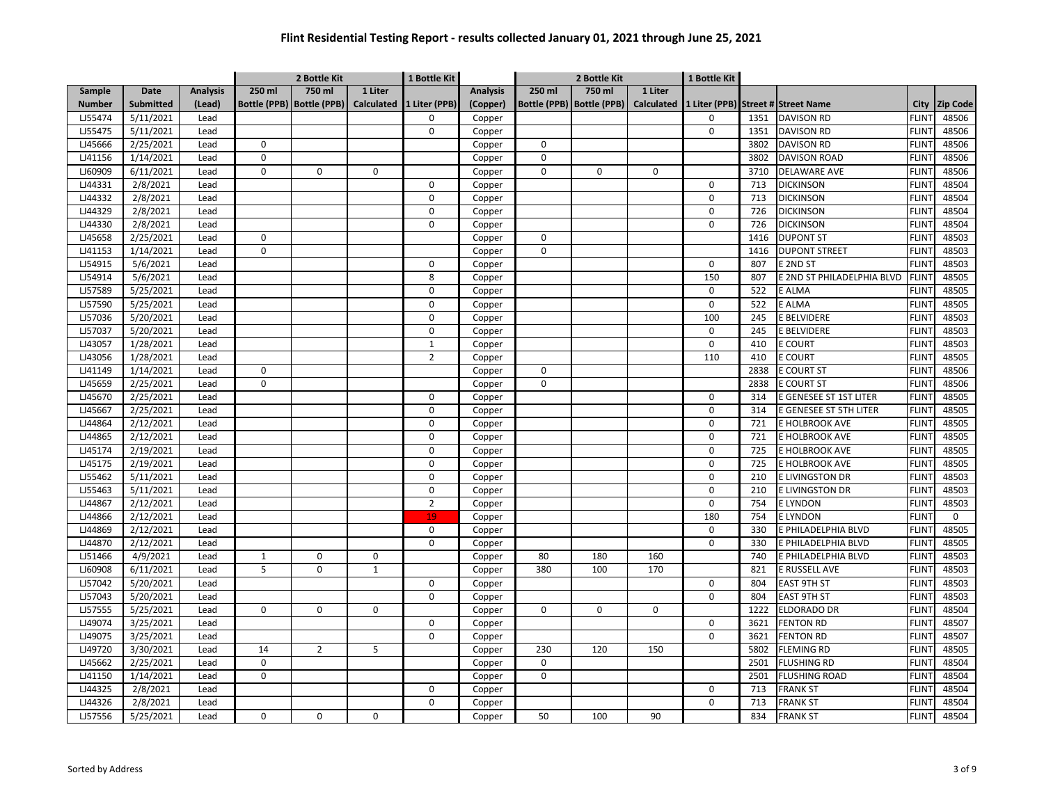# Flint Residential Testing Report - results collected January 01, 2021 through June 25, 2021

| | | | 2 Bottle Kit | | | 1 Bottle Kit | | 2 Bottle Kit | | | 1 Bottle Kit | | | | |
|---|---|---|---|---|---|---|---|---|---|---|---|---|---|---|---|
| Sample Number | Date Submitted | Analysis (Lead) | 250 ml Bottle (PPB) | 750 ml Bottle (PPB) | 1 Liter Calculated | 1 Liter (PPB) | Analysis (Copper) | 250 ml Bottle (PPB) | 750 ml Bottle (PPB) | 1 Liter Calculated | 1 Liter (PPB) | Street # | Street Name | City | Zip Code |
| LJ55474 | 5/11/2021 | Lead | | | | 0 | Copper | | | | 0 | 1351 | DAVISON RD | FLINT | 48506 |
| LJ55475 | 5/11/2021 | Lead | | | | 0 | Copper | | | | 0 | 1351 | DAVISON RD | FLINT | 48506 |
| LJ45666 | 2/25/2021 | Lead | 0 | | | | Copper | 0 | | | | 3802 | DAVISON RD | FLINT | 48506 |
| LJ41156 | 1/14/2021 | Lead | 0 | | | | Copper | 0 | | | | 3802 | DAVISON ROAD | FLINT | 48506 |
| LJ60909 | 6/11/2021 | Lead | 0 | 0 | 0 | | Copper | 0 | 0 | 0 | | 3710 | DELAWARE AVE | FLINT | 48506 |
| LJ44331 | 2/8/2021 | Lead | | | | 0 | Copper | | | | 0 | 713 | DICKINSON | FLINT | 48504 |
| LJ44332 | 2/8/2021 | Lead | | | | 0 | Copper | | | | 0 | 713 | DICKINSON | FLINT | 48504 |
| LJ44329 | 2/8/2021 | Lead | | | | 0 | Copper | | | | 0 | 726 | DICKINSON | FLINT | 48504 |
| LJ44330 | 2/8/2021 | Lead | | | | 0 | Copper | | | | 0 | 726 | DICKINSON | FLINT | 48504 |
| LJ45658 | 2/25/2021 | Lead | 0 | | | | Copper | 0 | | | | 1416 | DUPONT ST | FLINT | 48503 |
| LJ41153 | 1/14/2021 | Lead | 0 | | | | Copper | 0 | | | | 1416 | DUPONT STREET | FLINT | 48503 |
| LJ54915 | 5/6/2021 | Lead | | | | 0 | Copper | | | | 0 | 807 | E 2ND ST | FLINT | 48503 |
| LJ54914 | 5/6/2021 | Lead | | | | 8 | Copper | | | | 150 | 807 | E 2ND ST PHILADELPHIA BLVD | FLINT | 48505 |
| LJ57589 | 5/25/2021 | Lead | | | | 0 | Copper | | | | 0 | 522 | E ALMA | FLINT | 48505 |
| LJ57590 | 5/25/2021 | Lead | | | | 0 | Copper | | | | 0 | 522 | E ALMA | FLINT | 48505 |
| LJ57036 | 5/20/2021 | Lead | | | | 0 | Copper | | | | 100 | 245 | E BELVIDERE | FLINT | 48503 |
| LJ57037 | 5/20/2021 | Lead | | | | 0 | Copper | | | | 0 | 245 | E BELVIDERE | FLINT | 48503 |
| LJ43057 | 1/28/2021 | Lead | | | | 1 | Copper | | | | 0 | 410 | E COURT | FLINT | 48503 |
| LJ43056 | 1/28/2021 | Lead | | | | 2 | Copper | | | | 110 | 410 | E COURT | FLINT | 48505 |
| LJ41149 | 1/14/2021 | Lead | 0 | | | | Copper | 0 | | | | 2838 | E COURT ST | FLINT | 48506 |
| LJ45659 | 2/25/2021 | Lead | 0 | | | | Copper | 0 | | | | 2838 | E COURT ST | FLINT | 48506 |
| LJ45670 | 2/25/2021 | Lead | | | | 0 | Copper | | | | 0 | 314 | E GENESEE ST 1ST LITER | FLINT | 48505 |
| LJ45667 | 2/25/2021 | Lead | | | | 0 | Copper | | | | 0 | 314 | E GENESEE ST 5TH LITER | FLINT | 48505 |
| LJ44864 | 2/12/2021 | Lead | | | | 0 | Copper | | | | 0 | 721 | E HOLBROOK AVE | FLINT | 48505 |
| LJ44865 | 2/12/2021 | Lead | | | | 0 | Copper | | | | 0 | 721 | E HOLBROOK AVE | FLINT | 48505 |
| LJ45174 | 2/19/2021 | Lead | | | | 0 | Copper | | | | 0 | 725 | E HOLBROOK AVE | FLINT | 48505 |
| LJ45175 | 2/19/2021 | Lead | | | | 0 | Copper | | | | 0 | 725 | E HOLBROOK AVE | FLINT | 48505 |
| LJ55462 | 5/11/2021 | Lead | | | | 0 | Copper | | | | 0 | 210 | E LIVINGSTON DR | FLINT | 48503 |
| LJ55463 | 5/11/2021 | Lead | | | | 0 | Copper | | | | 0 | 210 | E LIVINGSTON DR | FLINT | 48503 |
| LJ44867 | 2/12/2021 | Lead | | | | 2 | Copper | | | | 0 | 754 | E LYNDON | FLINT | 48503 |
| LJ44866 | 2/12/2021 | Lead | | | | 19 | Copper | | | | 180 | 754 | E LYNDON | FLINT | 0 |
| LJ44869 | 2/12/2021 | Lead | | | | 0 | Copper | | | | 0 | 330 | E PHILADELPHIA BLVD | FLINT | 48505 |
| LJ44870 | 2/12/2021 | Lead | | | | 0 | Copper | | | | 0 | 330 | E PHILADELPHIA BLVD | FLINT | 48505 |
| LJ51466 | 4/9/2021 | Lead | 1 | 0 | 0 | | Copper | 80 | 180 | 160 | | 740 | E PHILADELPHIA BLVD | FLINT | 48503 |
| LJ60908 | 6/11/2021 | Lead | 5 | 0 | 1 | | Copper | 380 | 100 | 170 | | 821 | E RUSSELL AVE | FLINT | 48503 |
| LJ57042 | 5/20/2021 | Lead | | | | 0 | Copper | | | | 0 | 804 | EAST 9TH ST | FLINT | 48503 |
| LJ57043 | 5/20/2021 | Lead | | | | 0 | Copper | | | | 0 | 804 | EAST 9TH ST | FLINT | 48503 |
| LJ57555 | 5/25/2021 | Lead | 0 | 0 | 0 | | Copper | 0 | 0 | 0 | | 1222 | ELDORADO DR | FLINT | 48504 |
| LJ49074 | 3/25/2021 | Lead | | | | 0 | Copper | | | | 0 | 3621 | FENTON RD | FLINT | 48507 |
| LJ49075 | 3/25/2021 | Lead | | | | 0 | Copper | | | | 0 | 3621 | FENTON RD | FLINT | 48507 |
| LJ49720 | 3/30/2021 | Lead | 14 | 2 | 5 | | Copper | 230 | 120 | 150 | | 5802 | FLEMING RD | FLINT | 48505 |
| LJ45662 | 2/25/2021 | Lead | 0 | | | | Copper | 0 | | | | 2501 | FLUSHING RD | FLINT | 48504 |
| LJ41150 | 1/14/2021 | Lead | 0 | | | | Copper | 0 | | | | 2501 | FLUSHING ROAD | FLINT | 48504 |
| LJ44325 | 2/8/2021 | Lead | | | | 0 | Copper | | | | 0 | 713 | FRANK ST | FLINT | 48504 |
| LJ44326 | 2/8/2021 | Lead | | | | 0 | Copper | | | | 0 | 713 | FRANK ST | FLINT | 48504 |
| LJ57556 | 5/25/2021 | Lead | 0 | 0 | 0 | | Copper | 50 | 100 | 90 | | 834 | FRANK ST | FLINT | 48504 |

Sorted by Address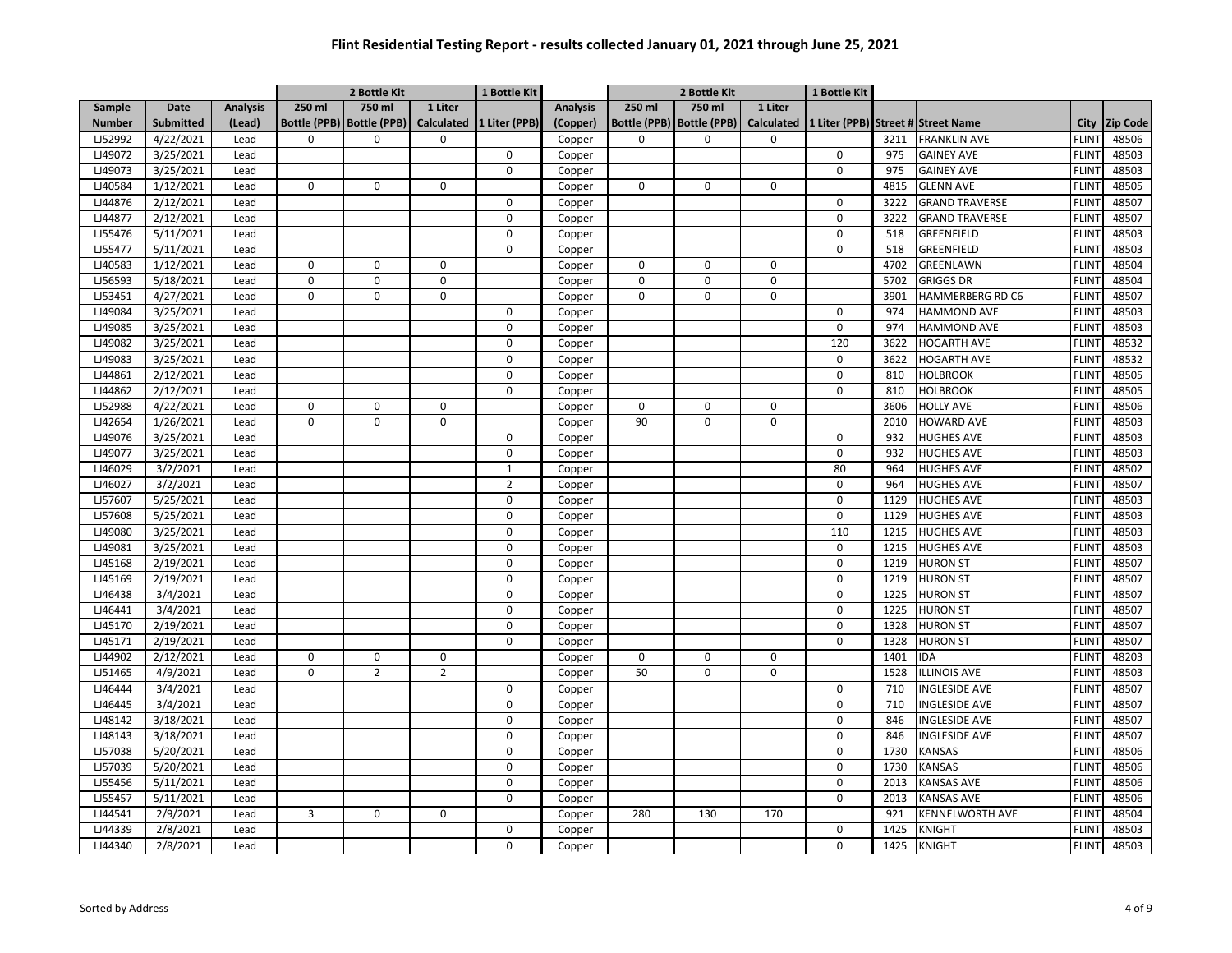# Flint Residential Testing Report - results collected January 01, 2021 through June 25, 2021

| | | | 2 Bottle Kit | | | 1 Bottle Kit | | 2 Bottle Kit | | | 1 Bottle Kit | | | | |
|---|---|---|---|---|---|---|---|---|---|---|---|---|---|---|---|
| Sample Number | Date Submitted | Analysis (Lead) | 250 ml Bottle (PPB) | 750 ml Bottle (PPB) | 1 Liter Calculated | 1 Liter (PPB) | Analysis (Copper) | 250 ml Bottle (PPB) | 750 ml Bottle (PPB) | 1 Liter Calculated | 1 Liter (PPB) | Street # | Street Name | City | Zip Code |
| LJ52992 | 4/22/2021 | Lead | 0 | 0 | 0 | | Copper | 0 | 0 | 0 | | 3211 | FRANKLIN AVE | FLINT | 48506 |
| LJ49072 | 3/25/2021 | Lead | | | | 0 | Copper | | | | 0 | 975 | GAINEY AVE | FLINT | 48503 |
| LJ49073 | 3/25/2021 | Lead | | | | 0 | Copper | | | | 0 | 975 | GAINEY AVE | FLINT | 48503 |
| LJ40584 | 1/12/2021 | Lead | 0 | 0 | 0 | | Copper | 0 | 0 | 0 | | 4815 | GLENN AVE | FLINT | 48505 |
| LJ44876 | 2/12/2021 | Lead | | | | 0 | Copper | | | | 0 | 3222 | GRAND TRAVERSE | FLINT | 48507 |
| LJ44877 | 2/12/2021 | Lead | | | | 0 | Copper | | | | 0 | 3222 | GRAND TRAVERSE | FLINT | 48507 |
| LJ55476 | 5/11/2021 | Lead | | | | 0 | Copper | | | | 0 | 518 | GREENFIELD | FLINT | 48503 |
| LJ55477 | 5/11/2021 | Lead | | | | 0 | Copper | | | | 0 | 518 | GREENFIELD | FLINT | 48503 |
| LJ40583 | 1/12/2021 | Lead | 0 | 0 | 0 | | Copper | 0 | 0 | 0 | | 4702 | GREENLAWN | FLINT | 48504 |
| LJ56593 | 5/18/2021 | Lead | 0 | 0 | 0 | | Copper | 0 | 0 | 0 | | 5702 | GRIGGS DR | FLINT | 48504 |
| LJ53451 | 4/27/2021 | Lead | 0 | 0 | 0 | | Copper | 0 | 0 | 0 | | 3901 | HAMMERBERG RD C6 | FLINT | 48507 |
| LJ49084 | 3/25/2021 | Lead | | | | 0 | Copper | | | | 0 | 974 | HAMMOND AVE | FLINT | 48503 |
| LJ49085 | 3/25/2021 | Lead | | | | 0 | Copper | | | | 0 | 974 | HAMMOND AVE | FLINT | 48503 |
| LJ49082 | 3/25/2021 | Lead | | | | 0 | Copper | | | | 120 | 3622 | HOGARTH AVE | FLINT | 48532 |
| LJ49083 | 3/25/2021 | Lead | | | | 0 | Copper | | | | 0 | 3622 | HOGARTH AVE | FLINT | 48532 |
| LJ44861 | 2/12/2021 | Lead | | | | 0 | Copper | | | | 0 | 810 | HOLBROOK | FLINT | 48505 |
| LJ44862 | 2/12/2021 | Lead | | | | 0 | Copper | | | | 0 | 810 | HOLBROOK | FLINT | 48505 |
| LJ52988 | 4/22/2021 | Lead | 0 | 0 | 0 | | Copper | 0 | 0 | 0 | | 3606 | HOLLY AVE | FLINT | 48506 |
| LJ42654 | 1/26/2021 | Lead | 0 | 0 | 0 | | Copper | 90 | 0 | 0 | | 2010 | HOWARD AVE | FLINT | 48503 |
| LJ49076 | 3/25/2021 | Lead | | | | 0 | Copper | | | | 0 | 932 | HUGHES AVE | FLINT | 48503 |
| LJ49077 | 3/25/2021 | Lead | | | | 0 | Copper | | | | 0 | 932 | HUGHES AVE | FLINT | 48503 |
| LJ46029 | 3/2/2021 | Lead | | | | 1 | Copper | | | | 80 | 964 | HUGHES AVE | FLINT | 48502 |
| LJ46027 | 3/2/2021 | Lead | | | | 2 | Copper | | | | 0 | 964 | HUGHES AVE | FLINT | 48507 |
| LJ57607 | 5/25/2021 | Lead | | | | 0 | Copper | | | | 0 | 1129 | HUGHES AVE | FLINT | 48503 |
| LJ57608 | 5/25/2021 | Lead | | | | 0 | Copper | | | | 0 | 1129 | HUGHES AVE | FLINT | 48503 |
| LJ49080 | 3/25/2021 | Lead | | | | 0 | Copper | | | | 110 | 1215 | HUGHES AVE | FLINT | 48503 |
| LJ49081 | 3/25/2021 | Lead | | | | 0 | Copper | | | | 0 | 1215 | HUGHES AVE | FLINT | 48503 |
| LJ45168 | 2/19/2021 | Lead | | | | 0 | Copper | | | | 0 | 1219 | HURON ST | FLINT | 48507 |
| LJ45169 | 2/19/2021 | Lead | | | | 0 | Copper | | | | 0 | 1219 | HURON ST | FLINT | 48507 |
| LJ46438 | 3/4/2021 | Lead | | | | 0 | Copper | | | | 0 | 1225 | HURON ST | FLINT | 48507 |
| LJ46441 | 3/4/2021 | Lead | | | | 0 | Copper | | | | 0 | 1225 | HURON ST | FLINT | 48507 |
| LJ45170 | 2/19/2021 | Lead | | | | 0 | Copper | | | | 0 | 1328 | HURON ST | FLINT | 48507 |
| LJ45171 | 2/19/2021 | Lead | | | | 0 | Copper | | | | 0 | 1328 | HURON ST | FLINT | 48507 |
| LJ44902 | 2/12/2021 | Lead | 0 | 0 | 0 | | Copper | 0 | 0 | 0 | | 1401 | IDA | FLINT | 48203 |
| LJ51465 | 4/9/2021 | Lead | 0 | 2 | 2 | | Copper | 50 | 0 | 0 | | 1528 | ILLINOIS AVE | FLINT | 48503 |
| LJ46444 | 3/4/2021 | Lead | | | | 0 | Copper | | | | 0 | 710 | INGLESIDE AVE | FLINT | 48507 |
| LJ46445 | 3/4/2021 | Lead | | | | 0 | Copper | | | | 0 | 710 | INGLESIDE AVE | FLINT | 48507 |
| LJ48142 | 3/18/2021 | Lead | | | | 0 | Copper | | | | 0 | 846 | INGLESIDE AVE | FLINT | 48507 |
| LJ48143 | 3/18/2021 | Lead | | | | 0 | Copper | | | | 0 | 846 | INGLESIDE AVE | FLINT | 48507 |
| LJ57038 | 5/20/2021 | Lead | | | | 0 | Copper | | | | 0 | 1730 | KANSAS | FLINT | 48506 |
| LJ57039 | 5/20/2021 | Lead | | | | 0 | Copper | | | | 0 | 1730 | KANSAS | FLINT | 48506 |
| LJ55456 | 5/11/2021 | Lead | | | | 0 | Copper | | | | 0 | 2013 | KANSAS AVE | FLINT | 48506 |
| LJ55457 | 5/11/2021 | Lead | | | | 0 | Copper | | | | 0 | 2013 | KANSAS AVE | FLINT | 48506 |
| LJ44541 | 2/9/2021 | Lead | 3 | 0 | 0 | | Copper | 280 | 130 | 170 | | 921 | KENNELWORTH AVE | FLINT | 48504 |
| LJ44339 | 2/8/2021 | Lead | | | | 0 | Copper | | | | 0 | 1425 | KNIGHT | FLINT | 48503 |
| LJ44340 | 2/8/2021 | Lead | | | | 0 | Copper | | | | 0 | 1425 | KNIGHT | FLINT | 48503 |

Sorted by Address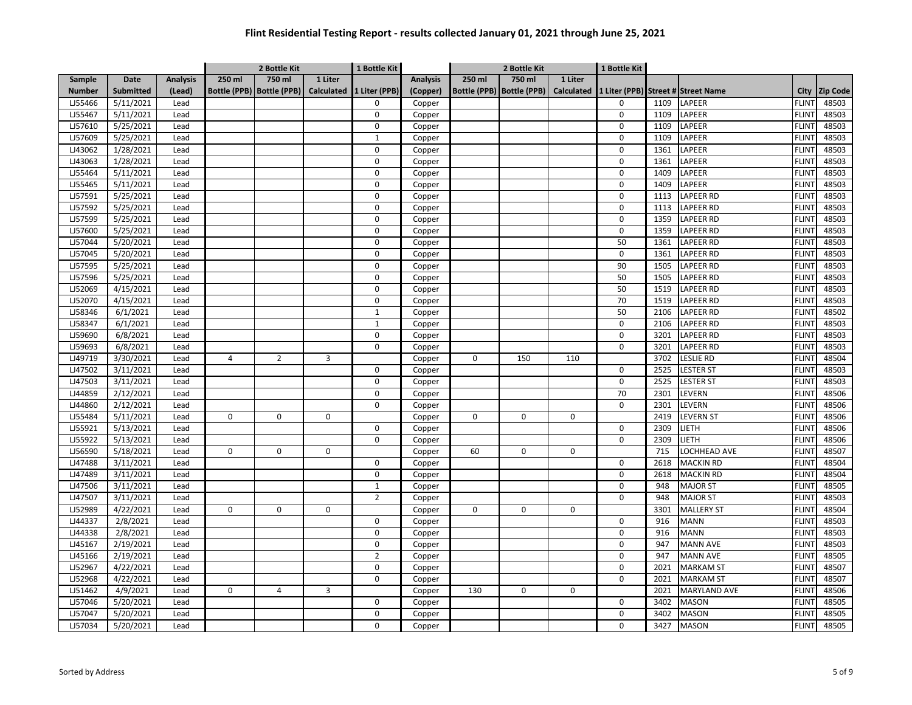# Flint Residential Testing Report - results collected January 01, 2021 through June 25, 2021

| | | | 2 Bottle Kit | | | 1 Bottle Kit | | 2 Bottle Kit | | | 1 Bottle Kit | | | | |
|---|---|---|---|---|---|---|---|---|---|---|---|---|---|---|---|
| Sample Number | Date Submitted | Analysis (Lead) | 250 ml Bottle (PPB) | 750 ml Bottle (PPB) | 1 Liter Calculated | 1 Liter (PPB) | Analysis (Copper) | 250 ml Bottle (PPB) | 750 ml Bottle (PPB) | 1 Liter Calculated | 1 Liter (PPB) | Street # | Street Name | City | Zip Code |
| LJ55466 | 5/11/2021 | Lead | | | | 0 | Copper | | | | 0 | 1109 | LAPEER | FLINT | 48503 |
| LJ55467 | 5/11/2021 | Lead | | | | 0 | Copper | | | | 0 | 1109 | LAPEER | FLINT | 48503 |
| LJ57610 | 5/25/2021 | Lead | | | | 0 | Copper | | | | 0 | 1109 | LAPEER | FLINT | 48503 |
| LJ57609 | 5/25/2021 | Lead | | | | 1 | Copper | | | | 0 | 1109 | LAPEER | FLINT | 48503 |
| LJ43062 | 1/28/2021 | Lead | | | | 0 | Copper | | | | 0 | 1361 | LAPEER | FLINT | 48503 |
| LJ43063 | 1/28/2021 | Lead | | | | 0 | Copper | | | | 0 | 1361 | LAPEER | FLINT | 48503 |
| LJ55464 | 5/11/2021 | Lead | | | | 0 | Copper | | | | 0 | 1409 | LAPEER | FLINT | 48503 |
| LJ55465 | 5/11/2021 | Lead | | | | 0 | Copper | | | | 0 | 1409 | LAPEER | FLINT | 48503 |
| LJ57591 | 5/25/2021 | Lead | | | | 0 | Copper | | | | 0 | 1113 | LAPEER RD | FLINT | 48503 |
| LJ57592 | 5/25/2021 | Lead | | | | 0 | Copper | | | | 0 | 1113 | LAPEER RD | FLINT | 48503 |
| LJ57599 | 5/25/2021 | Lead | | | | 0 | Copper | | | | 0 | 1359 | LAPEER RD | FLINT | 48503 |
| LJ57600 | 5/25/2021 | Lead | | | | 0 | Copper | | | | 0 | 1359 | LAPEER RD | FLINT | 48503 |
| LJ57044 | 5/20/2021 | Lead | | | | 0 | Copper | | | | 50 | 1361 | LAPEER RD | FLINT | 48503 |
| LJ57045 | 5/20/2021 | Lead | | | | 0 | Copper | | | | 0 | 1361 | LAPEER RD | FLINT | 48503 |
| LJ57595 | 5/25/2021 | Lead | | | | 0 | Copper | | | | 90 | 1505 | LAPEER RD | FLINT | 48503 |
| LJ57596 | 5/25/2021 | Lead | | | | 0 | Copper | | | | 50 | 1505 | LAPEER RD | FLINT | 48503 |
| LJ52069 | 4/15/2021 | Lead | | | | 0 | Copper | | | | 50 | 1519 | LAPEER RD | FLINT | 48503 |
| LJ52070 | 4/15/2021 | Lead | | | | 0 | Copper | | | | 70 | 1519 | LAPEER RD | FLINT | 48503 |
| LJ58346 | 6/1/2021 | Lead | | | | 1 | Copper | | | | 50 | 2106 | LAPEER RD | FLINT | 48502 |
| LJ58347 | 6/1/2021 | Lead | | | | 1 | Copper | | | | 0 | 2106 | LAPEER RD | FLINT | 48503 |
| LJ59690 | 6/8/2021 | Lead | | | | 0 | Copper | | | | 0 | 3201 | LAPEER RD | FLINT | 48503 |
| LJ59693 | 6/8/2021 | Lead | | | | 0 | Copper | | | | 0 | 3201 | LAPEER RD | FLINT | 48503 |
| LJ49719 | 3/30/2021 | Lead | 4 | 2 | 3 | | Copper | 0 | 150 | 110 | | 3702 | LESLIE RD | FLINT | 48504 |
| LJ47502 | 3/11/2021 | Lead | | | | 0 | Copper | | | | 0 | 2525 | LESTER ST | FLINT | 48503 |
| LJ47503 | 3/11/2021 | Lead | | | | 0 | Copper | | | | 0 | 2525 | LESTER ST | FLINT | 48503 |
| LJ44859 | 2/12/2021 | Lead | | | | 0 | Copper | | | | 70 | 2301 | LEVERN | FLINT | 48506 |
| LJ44860 | 2/12/2021 | Lead | | | | 0 | Copper | | | | 0 | 2301 | LEVERN | FLINT | 48506 |
| LJ55484 | 5/11/2021 | Lead | 0 | 0 | 0 | | Copper | 0 | 0 | 0 | | 2419 | LEVERN ST | FLINT | 48506 |
| LJ55921 | 5/13/2021 | Lead | | | | 0 | Copper | | | | 0 | 2309 | LIETH | FLINT | 48506 |
| LJ55922 | 5/13/2021 | Lead | | | | 0 | Copper | | | | 0 | 2309 | LIETH | FLINT | 48506 |
| LJ56590 | 5/18/2021 | Lead | 0 | 0 | 0 | | Copper | 60 | 0 | 0 | | 715 | LOCHHEAD AVE | FLINT | 48507 |
| LJ47488 | 3/11/2021 | Lead | | | | 0 | Copper | | | | 0 | 2618 | MACKIN RD | FLINT | 48504 |
| LJ47489 | 3/11/2021 | Lead | | | | 0 | Copper | | | | 0 | 2618 | MACKIN RD | FLINT | 48504 |
| LJ47506 | 3/11/2021 | Lead | | | | 1 | Copper | | | | 0 | 948 | MAJOR ST | FLINT | 48505 |
| LJ47507 | 3/11/2021 | Lead | | | | 2 | Copper | | | | 0 | 948 | MAJOR ST | FLINT | 48503 |
| LJ52989 | 4/22/2021 | Lead | 0 | 0 | 0 | | Copper | 0 | 0 | 0 | | 3301 | MALLERY ST | FLINT | 48504 |
| LJ44337 | 2/8/2021 | Lead | | | | 0 | Copper | | | | 0 | 916 | MANN | FLINT | 48503 |
| LJ44338 | 2/8/2021 | Lead | | | | 0 | Copper | | | | 0 | 916 | MANN | FLINT | 48503 |
| LJ45167 | 2/19/2021 | Lead | | | | 0 | Copper | | | | 0 | 947 | MANN AVE | FLINT | 48503 |
| LJ45166 | 2/19/2021 | Lead | | | | 2 | Copper | | | | 0 | 947 | MANN AVE | FLINT | 48505 |
| LJ52967 | 4/22/2021 | Lead | | | | 0 | Copper | | | | 0 | 2021 | MARKAM ST | FLINT | 48507 |
| LJ52968 | 4/22/2021 | Lead | | | | 0 | Copper | | | | 0 | 2021 | MARKAM ST | FLINT | 48507 |
| LJ51462 | 4/9/2021 | Lead | 0 | 4 | 3 | | Copper | 130 | 0 | 0 | | 2021 | MARYLAND AVE | FLINT | 48506 |
| LJ57046 | 5/20/2021 | Lead | | | | 0 | Copper | | | | 0 | 3402 | MASON | FLINT | 48505 |
| LJ57047 | 5/20/2021 | Lead | | | | 0 | Copper | | | | 0 | 3402 | MASON | FLINT | 48505 |
| LJ57034 | 5/20/2021 | Lead | | | | 0 | Copper | | | | 0 | 3427 | MASON | FLINT | 48505 |

Sorted by Address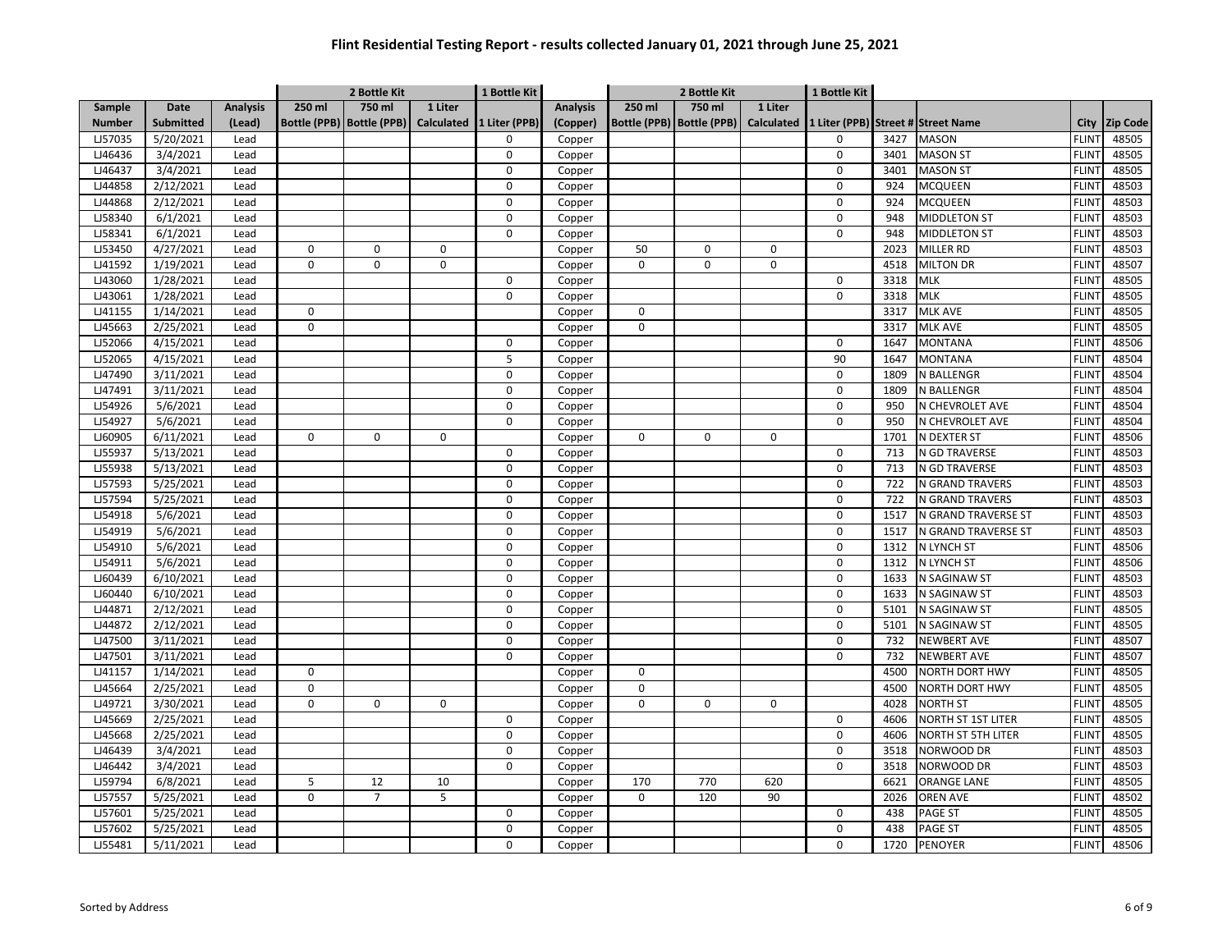# Flint Residential Testing Report - results collected January 01, 2021 through June 25, 2021

| Sample | Date | Analysis | 2 Bottle Kit | | | 1 Bottle Kit | Analysis | 2 Bottle Kit | | | 1 Bottle Kit | | | | |
|---|---|---|---|---|---|---|---|---|---|---|---|---|---|---|---|
| Number | Submitted | (Lead) | 250 ml Bottle (PPB) | 750 ml Bottle (PPB) | 1 Liter Calculated | 1 Liter (PPB) | (Copper) | 250 ml Bottle (PPB) | 750 ml Bottle (PPB) | 1 Liter Calculated | 1 Liter (PPB) | Street # | Street Name | City | Zip Code |
| LJ57035 | 5/20/2021 | Lead | | | | 0 | Copper | | | | 0 | 3427 | MASON | FLINT | 48505 |
| LJ46436 | 3/4/2021 | Lead | | | | 0 | Copper | | | | 0 | 3401 | MASON ST | FLINT | 48505 |
| LJ46437 | 3/4/2021 | Lead | | | | 0 | Copper | | | | 0 | 3401 | MASON ST | FLINT | 48505 |
| LJ44858 | 2/12/2021 | Lead | | | | 0 | Copper | | | | 0 | 924 | MCQUEEN | FLINT | 48503 |
| LJ44868 | 2/12/2021 | Lead | | | | 0 | Copper | | | | 0 | 924 | MCQUEEN | FLINT | 48503 |
| LJ58340 | 6/1/2021 | Lead | | | | 0 | Copper | | | | 0 | 948 | MIDDLETON ST | FLINT | 48503 |
| LJ58341 | 6/1/2021 | Lead | | | | 0 | Copper | | | | 0 | 948 | MIDDLETON ST | FLINT | 48503 |
| LJ53450 | 4/27/2021 | Lead | 0 | 0 | 0 | | Copper | 50 | 0 | 0 | | 2023 | MILLER RD | FLINT | 48503 |
| LJ41592 | 1/19/2021 | Lead | 0 | 0 | 0 | | Copper | 0 | 0 | 0 | | 4518 | MILTON DR | FLINT | 48507 |
| LJ43060 | 1/28/2021 | Lead | | | | 0 | Copper | | | | 0 | 3318 | MLK | FLINT | 48505 |
| LJ43061 | 1/28/2021 | Lead | | | | 0 | Copper | | | | 0 | 3318 | MLK | FLINT | 48505 |
| LJ41155 | 1/14/2021 | Lead | 0 | | | | Copper | 0 | | | | 3317 | MLK AVE | FLINT | 48505 |
| LJ45663 | 2/25/2021 | Lead | 0 | | | | Copper | 0 | | | | 3317 | MLK AVE | FLINT | 48505 |
| LJ52066 | 4/15/2021 | Lead | | | | 0 | Copper | | | | 0 | 1647 | MONTANA | FLINT | 48506 |
| LJ52065 | 4/15/2021 | Lead | | | | 5 | Copper | | | | 90 | 1647 | MONTANA | FLINT | 48504 |
| LJ47490 | 3/11/2021 | Lead | | | | 0 | Copper | | | | 0 | 1809 | N BALLENGR | FLINT | 48504 |
| LJ47491 | 3/11/2021 | Lead | | | | 0 | Copper | | | | 0 | 1809 | N BALLENGR | FLINT | 48504 |
| LJ54926 | 5/6/2021 | Lead | | | | 0 | Copper | | | | 0 | 950 | N CHEVROLET AVE | FLINT | 48504 |
| LJ54927 | 5/6/2021 | Lead | | | | 0 | Copper | | | | 0 | 950 | N CHEVROLET AVE | FLINT | 48504 |
| LJ60905 | 6/11/2021 | Lead | 0 | 0 | 0 | | Copper | 0 | 0 | 0 | | 1701 | N DEXTER ST | FLINT | 48506 |
| LJ55937 | 5/13/2021 | Lead | | | | 0 | Copper | | | | 0 | 713 | N GD TRAVERSE | FLINT | 48503 |
| LJ55938 | 5/13/2021 | Lead | | | | 0 | Copper | | | | 0 | 713 | N GD TRAVERSE | FLINT | 48503 |
| LJ57593 | 5/25/2021 | Lead | | | | 0 | Copper | | | | 0 | 722 | N GRAND TRAVERS | FLINT | 48503 |
| LJ57594 | 5/25/2021 | Lead | | | | 0 | Copper | | | | 0 | 722 | N GRAND TRAVERS | FLINT | 48503 |
| LJ54918 | 5/6/2021 | Lead | | | | 0 | Copper | | | | 0 | 1517 | N GRAND TRAVERSE ST | FLINT | 48503 |
| LJ54919 | 5/6/2021 | Lead | | | | 0 | Copper | | | | 0 | 1517 | N GRAND TRAVERSE ST | FLINT | 48503 |
| LJ54910 | 5/6/2021 | Lead | | | | 0 | Copper | | | | 0 | 1312 | N LYNCH ST | FLINT | 48506 |
| LJ54911 | 5/6/2021 | Lead | | | | 0 | Copper | | | | 0 | 1312 | N LYNCH ST | FLINT | 48506 |
| LJ60439 | 6/10/2021 | Lead | | | | 0 | Copper | | | | 0 | 1633 | N SAGINAW ST | FLINT | 48503 |
| LJ60440 | 6/10/2021 | Lead | | | | 0 | Copper | | | | 0 | 1633 | N SAGINAW ST | FLINT | 48503 |
| LJ44871 | 2/12/2021 | Lead | | | | 0 | Copper | | | | 0 | 5101 | N SAGINAW ST | FLINT | 48505 |
| LJ44872 | 2/12/2021 | Lead | | | | 0 | Copper | | | | 0 | 5101 | N SAGINAW ST | FLINT | 48505 |
| LJ47500 | 3/11/2021 | Lead | | | | 0 | Copper | | | | 0 | 732 | NEWBERT AVE | FLINT | 48507 |
| LJ47501 | 3/11/2021 | Lead | | | | 0 | Copper | | | | 0 | 732 | NEWBERT AVE | FLINT | 48507 |
| LJ41157 | 1/14/2021 | Lead | 0 | | | | Copper | 0 | | | | 4500 | NORTH DORT HWY | FLINT | 48505 |
| LJ45664 | 2/25/2021 | Lead | 0 | | | | Copper | 0 | | | | 4500 | NORTH DORT HWY | FLINT | 48505 |
| LJ49721 | 3/30/2021 | Lead | 0 | 0 | 0 | | Copper | 0 | 0 | 0 | | 4028 | NORTH ST | FLINT | 48505 |
| LJ45669 | 2/25/2021 | Lead | | | | 0 | Copper | | | | 0 | 4606 | NORTH ST 1ST LITER | FLINT | 48505 |
| LJ45668 | 2/25/2021 | Lead | | | | 0 | Copper | | | | 0 | 4606 | NORTH ST 5TH LITER | FLINT | 48505 |
| LJ46439 | 3/4/2021 | Lead | | | | 0 | Copper | | | | 0 | 3518 | NORWOOD DR | FLINT | 48503 |
| LJ46442 | 3/4/2021 | Lead | | | | 0 | Copper | | | | 0 | 3518 | NORWOOD DR | FLINT | 48503 |
| LJ59794 | 6/8/2021 | Lead | 5 | 12 | 10 | | Copper | 170 | 770 | 620 | | 6621 | ORANGE LANE | FLINT | 48505 |
| LJ57557 | 5/25/2021 | Lead | 0 | 7 | 5 | | Copper | 0 | 120 | 90 | | 2026 | OREN AVE | FLINT | 48502 |
| LJ57601 | 5/25/2021 | Lead | | | | 0 | Copper | | | | 0 | 438 | PAGE ST | FLINT | 48505 |
| LJ57602 | 5/25/2021 | Lead | | | | 0 | Copper | | | | 0 | 438 | PAGE ST | FLINT | 48505 |
| LJ55481 | 5/11/2021 | Lead | | | | 0 | Copper | | | | 0 | 1720 | PENOYER | FLINT | 48506 |

Sorted by Address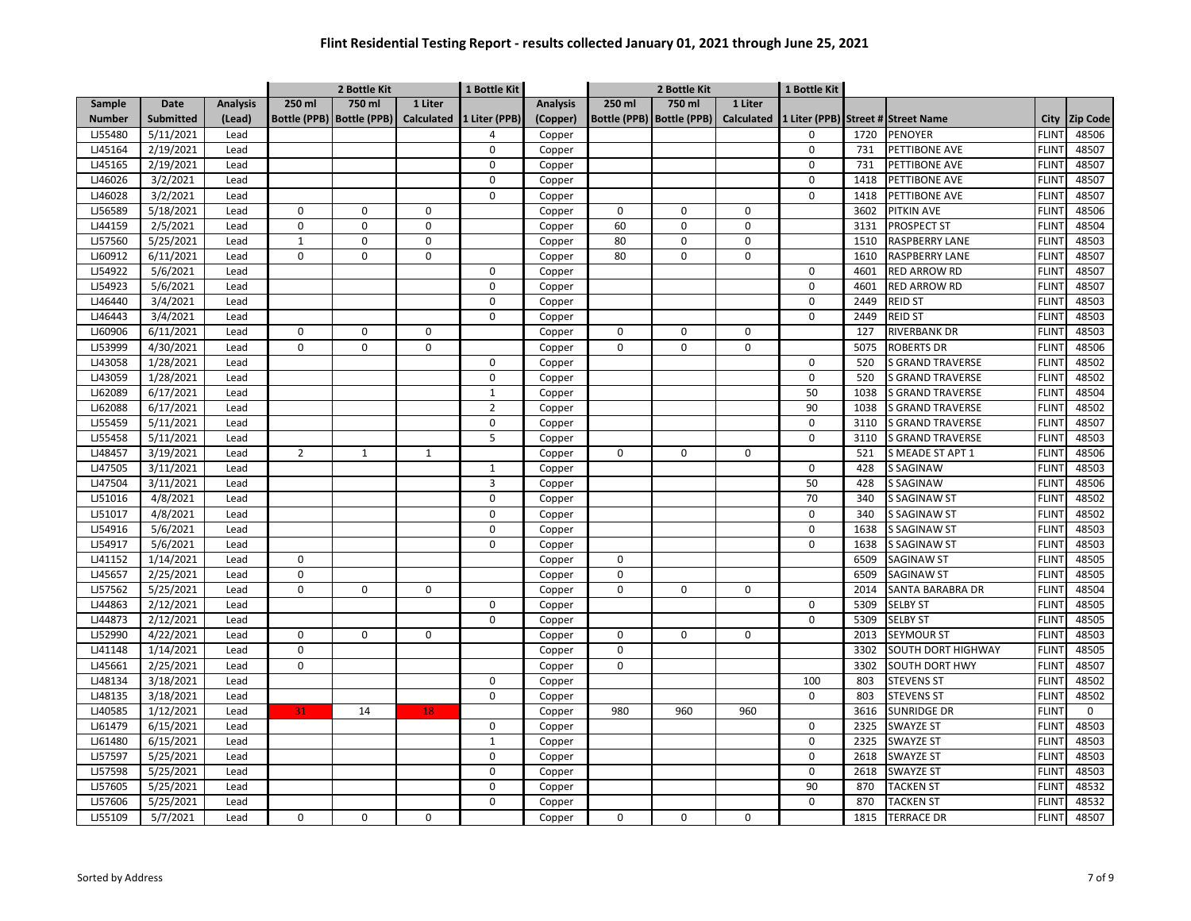# Flint Residential Testing Report - results collected January 01, 2021 through June 25, 2021

| | | | 2 Bottle Kit | | | 1 Bottle Kit | | 2 Bottle Kit | | | 1 Bottle Kit | | | | |
|---|---|---|---|---|---|---|---|---|---|---|---|---|---|---|---|
| Sample Number | Date Submitted | Analysis (Lead) | 250 ml Bottle (PPB) | 750 ml Bottle (PPB) | 1 Liter Calculated | 1 Liter (PPB) | Analysis (Copper) | 250 ml Bottle (PPB) | 750 ml Bottle (PPB) | 1 Liter Calculated | 1 Liter (PPB) | Street # | Street Name | City | Zip Code |
| LJ55480 | 5/11/2021 | Lead | | | | 4 | Copper | | | | 0 | 1720 | PENOYER | FLINT | 48506 |
| LJ45164 | 2/19/2021 | Lead | | | | 0 | Copper | | | | 0 | 731 | PETTIBONE AVE | FLINT | 48507 |
| LJ45165 | 2/19/2021 | Lead | | | | 0 | Copper | | | | 0 | 731 | PETTIBONE AVE | FLINT | 48507 |
| LJ46026 | 3/2/2021 | Lead | | | | 0 | Copper | | | | 0 | 1418 | PETTIBONE AVE | FLINT | 48507 |
| LJ46028 | 3/2/2021 | Lead | | | | 0 | Copper | | | | 0 | 1418 | PETTIBONE AVE | FLINT | 48507 |
| LJ56589 | 5/18/2021 | Lead | 0 | 0 | 0 | | Copper | 0 | 0 | 0 | | 3602 | PITKIN AVE | FLINT | 48506 |
| LJ44159 | 2/5/2021 | Lead | 0 | 0 | 0 | | Copper | 60 | 0 | 0 | | 3131 | PROSPECT ST | FLINT | 48504 |
| LJ57560 | 5/25/2021 | Lead | 1 | 0 | 0 | | Copper | 80 | 0 | 0 | | 1510 | RASPBERRY LANE | FLINT | 48503 |
| LJ60912 | 6/11/2021 | Lead | 0 | 0 | 0 | | Copper | 80 | 0 | 0 | | 1610 | RASPBERRY LANE | FLINT | 48507 |
| LJ54922 | 5/6/2021 | Lead | | | | 0 | Copper | | | | 0 | 4601 | RED ARROW RD | FLINT | 48507 |
| LJ54923 | 5/6/2021 | Lead | | | | 0 | Copper | | | | 0 | 4601 | RED ARROW RD | FLINT | 48507 |
| LJ46440 | 3/4/2021 | Lead | | | | 0 | Copper | | | | 0 | 2449 | REID ST | FLINT | 48503 |
| LJ46443 | 3/4/2021 | Lead | | | | 0 | Copper | | | | 0 | 2449 | REID ST | FLINT | 48503 |
| LJ60906 | 6/11/2021 | Lead | 0 | 0 | 0 | | Copper | 0 | 0 | 0 | | 127 | RIVERBANK DR | FLINT | 48503 |
| LJ53999 | 4/30/2021 | Lead | 0 | 0 | 0 | | Copper | 0 | 0 | 0 | | 5075 | ROBERTS DR | FLINT | 48506 |
| LJ43058 | 1/28/2021 | Lead | | | | 0 | Copper | | | | 0 | 520 | S GRAND TRAVERSE | FLINT | 48502 |
| LJ43059 | 1/28/2021 | Lead | | | | 0 | Copper | | | | 0 | 520 | S GRAND TRAVERSE | FLINT | 48502 |
| LJ62089 | 6/17/2021 | Lead | | | | 1 | Copper | | | | 50 | 1038 | S GRAND TRAVERSE | FLINT | 48504 |
| LJ62088 | 6/17/2021 | Lead | | | | 2 | Copper | | | | 90 | 1038 | S GRAND TRAVERSE | FLINT | 48502 |
| LJ55459 | 5/11/2021 | Lead | | | | 0 | Copper | | | | 0 | 3110 | S GRAND TRAVERSE | FLINT | 48507 |
| LJ55458 | 5/11/2021 | Lead | | | | 5 | Copper | | | | 0 | 3110 | S GRAND TRAVERSE | FLINT | 48503 |
| LJ48457 | 3/19/2021 | Lead | 2 | 1 | 1 | | Copper | 0 | 0 | 0 | | 521 | S MEADE ST APT 1 | FLINT | 48506 |
| LJ47505 | 3/11/2021 | Lead | | | | 1 | Copper | | | | 0 | 428 | S SAGINAW | FLINT | 48503 |
| LJ47504 | 3/11/2021 | Lead | | | | 3 | Copper | | | | 50 | 428 | S SAGINAW | FLINT | 48506 |
| LJ51016 | 4/8/2021 | Lead | | | | 0 | Copper | | | | 70 | 340 | S SAGINAW ST | FLINT | 48502 |
| LJ51017 | 4/8/2021 | Lead | | | | 0 | Copper | | | | 0 | 340 | S SAGINAW ST | FLINT | 48502 |
| LJ54916 | 5/6/2021 | Lead | | | | 0 | Copper | | | | 0 | 1638 | S SAGINAW ST | FLINT | 48503 |
| LJ54917 | 5/6/2021 | Lead | | | | 0 | Copper | | | | 0 | 1638 | S SAGINAW ST | FLINT | 48503 |
| LJ41152 | 1/14/2021 | Lead | 0 | | | | Copper | 0 | | | | 6509 | SAGINAW ST | FLINT | 48505 |
| LJ45657 | 2/25/2021 | Lead | 0 | | | | Copper | 0 | | | | 6509 | SAGINAW ST | FLINT | 48505 |
| LJ57562 | 5/25/2021 | Lead | 0 | 0 | 0 | | Copper | 0 | 0 | 0 | | 2014 | SANTA BARABRA DR | FLINT | 48504 |
| LJ44863 | 2/12/2021 | Lead | | | | 0 | Copper | | | | 0 | 5309 | SELBY ST | FLINT | 48505 |
| LJ44873 | 2/12/2021 | Lead | | | | 0 | Copper | | | | 0 | 5309 | SELBY ST | FLINT | 48505 |
| LJ52990 | 4/22/2021 | Lead | 0 | 0 | 0 | | Copper | 0 | 0 | 0 | | 2013 | SEYMOUR ST | FLINT | 48503 |
| LJ41148 | 1/14/2021 | Lead | 0 | | | | Copper | 0 | | | | 3302 | SOUTH DORT HIGHWAY | FLINT | 48505 |
| LJ45661 | 2/25/2021 | Lead | 0 | | | | Copper | 0 | | | | 3302 | SOUTH DORT HWY | FLINT | 48507 |
| LJ48134 | 3/18/2021 | Lead | | | | 0 | Copper | | | | 100 | 803 | STEVENS ST | FLINT | 48502 |
| LJ48135 | 3/18/2021 | Lead | | | | 0 | Copper | | | | 0 | 803 | STEVENS ST | FLINT | 48502 |
| LJ40585 | 1/12/2021 | Lead | 31 | 14 | 18 | | Copper | 980 | 960 | 960 | | 3616 | SUNRIDGE DR | FLINT | 0 |
| LJ61479 | 6/15/2021 | Lead | | | | 0 | Copper | | | | 0 | 2325 | SWAYZE ST | FLINT | 48503 |
| LJ61480 | 6/15/2021 | Lead | | | | 1 | Copper | | | | 0 | 2325 | SWAYZE ST | FLINT | 48503 |
| LJ57597 | 5/25/2021 | Lead | | | | 0 | Copper | | | | 0 | 2618 | SWAYZE ST | FLINT | 48503 |
| LJ57598 | 5/25/2021 | Lead | | | | 0 | Copper | | | | 0 | 2618 | SWAYZE ST | FLINT | 48503 |
| LJ57605 | 5/25/2021 | Lead | | | | 0 | Copper | | | | 90 | 870 | TACKEN ST | FLINT | 48532 |
| LJ57606 | 5/25/2021 | Lead | | | | 0 | Copper | | | | 0 | 870 | TACKEN ST | FLINT | 48532 |
| LJ55109 | 5/7/2021 | Lead | 0 | 0 | 0 | | Copper | 0 | 0 | 0 | | 1815 | TERRACE DR | FLINT | 48507 |

Sorted by Address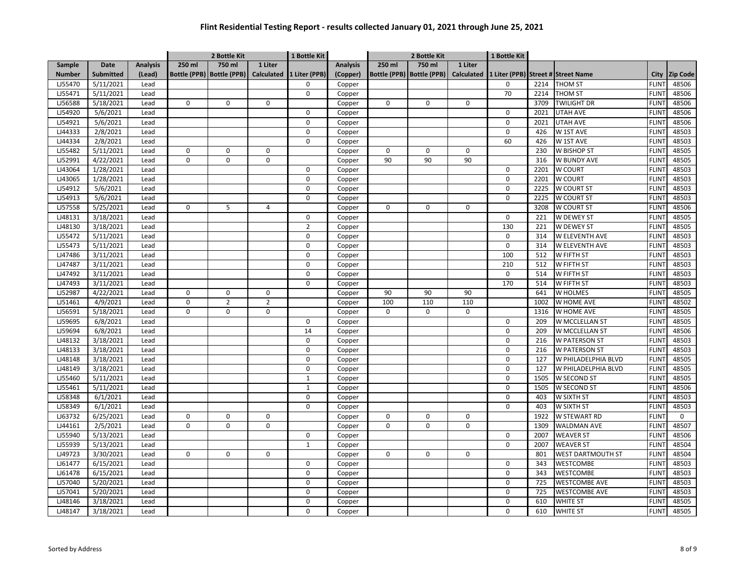# Flint Residential Testing Report - results collected January 01, 2021 through June 25, 2021

| Sample | Date | Analysis | 2 Bottle Kit | | | 1 Bottle Kit | Analysis | 2 Bottle Kit | | | 1 Bottle Kit | | | | |
|---|---|---|---|---|---|---|---|---|---|---|---|---|---|---|---|
| Number | Submitted | (Lead) | 250 ml Bottle (PPB) | 750 ml Bottle (PPB) | 1 Liter Calculated | 1 Liter (PPB) | (Copper) | 250 ml Bottle (PPB) | 750 ml Bottle (PPB) | 1 Liter Calculated | 1 Liter (PPB) | Street # | Street Name | City | Zip Code |
| LJ55470 | 5/11/2021 | Lead | | | | 0 | Copper | | | | 0 | 2214 | THOM ST | FLINT | 48506 |
| LJ55471 | 5/11/2021 | Lead | | | | 0 | Copper | | | | 70 | 2214 | THOM ST | FLINT | 48506 |
| LJ56588 | 5/18/2021 | Lead | 0 | 0 | 0 | | Copper | 0 | 0 | 0 | | 3709 | TWILIGHT DR | FLINT | 48506 |
| LJ54920 | 5/6/2021 | Lead | | | | 0 | Copper | | | | 0 | 2021 | UTAH AVE | FLINT | 48506 |
| LJ54921 | 5/6/2021 | Lead | | | | 0 | Copper | | | | 0 | 2021 | UTAH AVE | FLINT | 48506 |
| LJ44333 | 2/8/2021 | Lead | | | | 0 | Copper | | | | 0 | 426 | W 1ST AVE | FLINT | 48503 |
| LJ44334 | 2/8/2021 | Lead | | | | 0 | Copper | | | | 60 | 426 | W 1ST AVE | FLINT | 48503 |
| LJ55482 | 5/11/2021 | Lead | 0 | 0 | 0 | | Copper | 0 | 0 | 0 | | 230 | W BISHOP ST | FLINT | 48505 |
| LJ52991 | 4/22/2021 | Lead | 0 | 0 | 0 | | Copper | 90 | 90 | 90 | | 316 | W BUNDY AVE | FLINT | 48505 |
| LJ43064 | 1/28/2021 | Lead | | | | 0 | Copper | | | | 0 | 2201 | W COURT | FLINT | 48503 |
| LJ43065 | 1/28/2021 | Lead | | | | 0 | Copper | | | | 0 | 2201 | W COURT | FLINT | 48503 |
| LJ54912 | 5/6/2021 | Lead | | | | 0 | Copper | | | | 0 | 2225 | W COURT ST | FLINT | 48503 |
| LJ54913 | 5/6/2021 | Lead | | | | 0 | Copper | | | | 0 | 2225 | W COURT ST | FLINT | 48503 |
| LJ57558 | 5/25/2021 | Lead | 0 | 5 | 4 | | Copper | 0 | 0 | 0 | | 3208 | W COURT ST | FLINT | 48506 |
| LJ48131 | 3/18/2021 | Lead | | | | 0 | Copper | | | | 0 | 221 | W DEWEY ST | FLINT | 48505 |
| LJ48130 | 3/18/2021 | Lead | | | | 2 | Copper | | | | 130 | 221 | W DEWEY ST | FLINT | 48505 |
| LJ55472 | 5/11/2021 | Lead | | | | 0 | Copper | | | | 0 | 314 | W ELEVENTH AVE | FLINT | 48503 |
| LJ55473 | 5/11/2021 | Lead | | | | 0 | Copper | | | | 0 | 314 | W ELEVENTH AVE | FLINT | 48503 |
| LJ47486 | 3/11/2021 | Lead | | | | 0 | Copper | | | | 100 | 512 | W FIFTH ST | FLINT | 48503 |
| LJ47487 | 3/11/2021 | Lead | | | | 0 | Copper | | | | 210 | 512 | W FIFTH ST | FLINT | 48503 |
| LJ47492 | 3/11/2021 | Lead | | | | 0 | Copper | | | | 0 | 514 | W FIFTH ST | FLINT | 48503 |
| LJ47493 | 3/11/2021 | Lead | | | | 0 | Copper | | | | 170 | 514 | W FIFTH ST | FLINT | 48503 |
| LJ52987 | 4/22/2021 | Lead | 0 | 0 | 0 | | Copper | 90 | 90 | 90 | | 641 | W HOLMES | FLINT | 48505 |
| LJ51461 | 4/9/2021 | Lead | 0 | 2 | 2 | | Copper | 100 | 110 | 110 | | 1002 | W HOME AVE | FLINT | 48502 |
| LJ56591 | 5/18/2021 | Lead | 0 | 0 | 0 | | Copper | 0 | 0 | 0 | | 1316 | W HOME AVE | FLINT | 48505 |
| LJ59695 | 6/8/2021 | Lead | | | | 0 | Copper | | | | 0 | 209 | W MCCLELLAN ST | FLINT | 48505 |
| LJ59694 | 6/8/2021 | Lead | | | | 14 | Copper | | | | 0 | 209 | W MCCLELLAN ST | FLINT | 48506 |
| LJ48132 | 3/18/2021 | Lead | | | | 0 | Copper | | | | 0 | 216 | W PATERSON ST | FLINT | 48503 |
| LJ48133 | 3/18/2021 | Lead | | | | 0 | Copper | | | | 0 | 216 | W PATERSON ST | FLINT | 48503 |
| LJ48148 | 3/18/2021 | Lead | | | | 0 | Copper | | | | 0 | 127 | W PHILADELPHIA BLVD | FLINT | 48505 |
| LJ48149 | 3/18/2021 | Lead | | | | 0 | Copper | | | | 0 | 127 | W PHILADELPHIA BLVD | FLINT | 48505 |
| LJ55460 | 5/11/2021 | Lead | | | | 1 | Copper | | | | 0 | 1505 | W SECOND ST | FLINT | 48505 |
| LJ55461 | 5/11/2021 | Lead | | | | 1 | Copper | | | | 0 | 1505 | W SECOND ST | FLINT | 48506 |
| LJ58348 | 6/1/2021 | Lead | | | | 0 | Copper | | | | 0 | 403 | W SIXTH ST | FLINT | 48503 |
| LJ58349 | 6/1/2021 | Lead | | | | 0 | Copper | | | | 0 | 403 | W SIXTH ST | FLINT | 48503 |
| LJ63732 | 6/25/2021 | Lead | 0 | 0 | 0 | | Copper | 0 | 0 | 0 | | 1922 | W STEWART RD | FLINT | 0 |
| LJ44161 | 2/5/2021 | Lead | 0 | 0 | 0 | | Copper | 0 | 0 | 0 | | 1309 | WALDMAN AVE | FLINT | 48507 |
| LJ55940 | 5/13/2021 | Lead | | | | 0 | Copper | | | | 0 | 2007 | WEAVER ST | FLINT | 48506 |
| LJ55939 | 5/13/2021 | Lead | | | | 1 | Copper | | | | 0 | 2007 | WEAVER ST | FLINT | 48504 |
| LJ49723 | 3/30/2021 | Lead | 0 | 0 | 0 | | Copper | 0 | 0 | 0 | | 801 | WEST DARTMOUTH ST | FLINT | 48504 |
| LJ61477 | 6/15/2021 | Lead | | | | 0 | Copper | | | | 0 | 343 | WESTCOMBE | FLINT | 48503 |
| LJ61478 | 6/15/2021 | Lead | | | | 0 | Copper | | | | 0 | 343 | WESTCOMBE | FLINT | 48503 |
| LJ57040 | 5/20/2021 | Lead | | | | 0 | Copper | | | | 0 | 725 | WESTCOMBE AVE | FLINT | 48503 |
| LJ57041 | 5/20/2021 | Lead | | | | 0 | Copper | | | | 0 | 725 | WESTCOMBE AVE | FLINT | 48503 |
| LJ48146 | 3/18/2021 | Lead | | | | 0 | Copper | | | | 0 | 610 | WHITE ST | FLINT | 48505 |
| LJ48147 | 3/18/2021 | Lead | | | | 0 | Copper | | | | 0 | 610 | WHITE ST | FLINT | 48505 |

Sorted by Address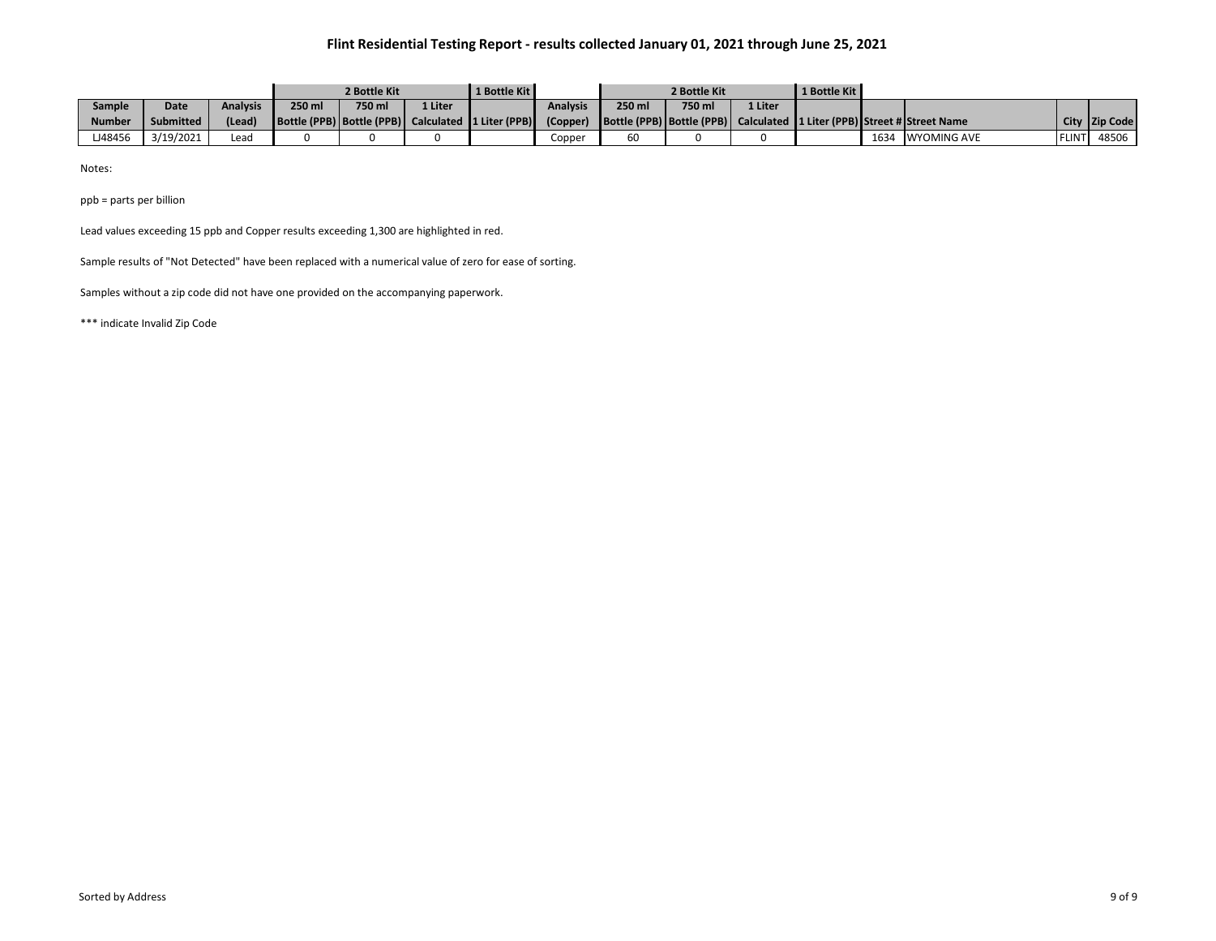# Flint Residential Testing Report - results collected January 01, 2021 through June 25, 2021

| | | | 2 Bottle Kit | | | 1 Bottle Kit | | 2 Bottle Kit | | | 1 Bottle Kit | | | | |
|---|---|---|---|---|---|---|---|---|---|---|---|---|---|---|---|
| Sample Number | Date Submitted | Analysis (Lead) | 250 ml Bottle (PPB) | 750 ml Bottle (PPB) | 1 Liter Calculated | 1 Liter (PPB) | Analysis (Copper) | 250 ml Bottle (PPB) | 750 ml Bottle (PPB) | 1 Liter Calculated | 1 Liter (PPB) | Street # | Street Name | City | Zip Code |
| LJ48456 | 3/19/2021 | Lead | 0 | 0 | 0 | | Copper | 60 | 0 | 0 | | 1634 | WYOMING AVE | FLINT | 48506 |

Notes:

ppb = parts per billion

Lead values exceeding 15 ppb and Copper results exceeding 1,300 are highlighted in red.

Sample results of "Not Detected" have been replaced with a numerical value of zero for ease of sorting.

Samples without a zip code did not have one provided on the accompanying paperwork.

*** indicate Invalid Zip Code

Sorted by Address